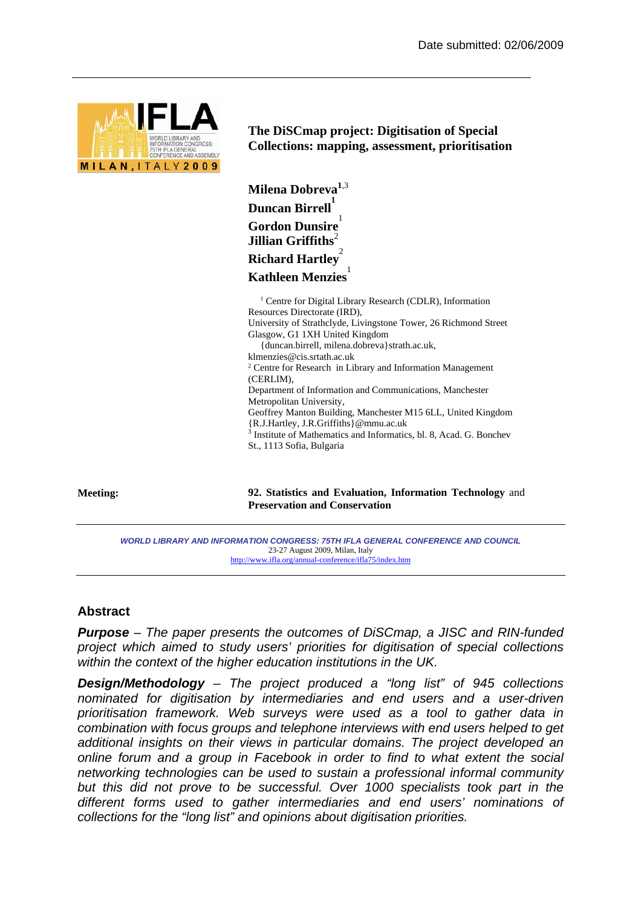Date submitted: 02/06/2009

# The DiSCmap project: Digitisation of Special Collections: mapping, assessment, prioritisation

**Milena Dobreva**[1,3]
**Duncan Birrell**[1]
**Gordon Dunsire**[1]
**Jillian Griffiths**[2]
**Richard Hartley**[2]
**Kathleen Menzies**[1]

[1] Centre for Digital Library Research (CDLR), Information Resources Directorate (IRD),
University of Strathclyde, Livingstone Tower, 26 Richmond Street
Glasgow, G1 1XH United Kingdom
{duncan.birrell, milena.dobreva}strath.ac.uk,
klmenzies@cis.srtath.ac.uk
[2] Centre for Research in Library and Information Management (CERLIM),
Department of Information and Communications, Manchester Metropolitan University,
Geoffrey Manton Building, Manchester M15 6LL, United Kingdom
{R.J.Hartley, J.R.Griffiths}@mmu.ac.uk
[3] Institute of Mathematics and Informatics, bl. 8, Acad. G. Bonchev St., 1113 Sofia, Bulgaria

**Meeting:** **92. Statistics and Evaluation, Information Technology** and **Preservation and Conservation**

*WORLD LIBRARY AND INFORMATION CONGRESS: 75TH IFLA GENERAL CONFERENCE AND COUNCIL*
23-27 August 2009, Milan, Italy
http://www.ifla.org/annual-conference/ifla75/index.htm

## Abstract

***Purpose*** *– The paper presents the outcomes of DiSCmap, a JISC and RIN-funded project which aimed to study users' priorities for digitisation of special collections within the context of the higher education institutions in the UK.*

***Design/Methodology*** *– The project produced a "long list" of 945 collections nominated for digitisation by intermediaries and end users and a user-driven prioritisation framework. Web surveys were used as a tool to gather data in combination with focus groups and telephone interviews with end users helped to get additional insights on their views in particular domains. The project developed an online forum and a group in Facebook in order to find to what extent the social networking technologies can be used to sustain a professional informal community but this did not prove to be successful. Over 1000 specialists took part in the different forms used to gather intermediaries and end users' nominations of collections for the "long list" and opinions about digitisation priorities.*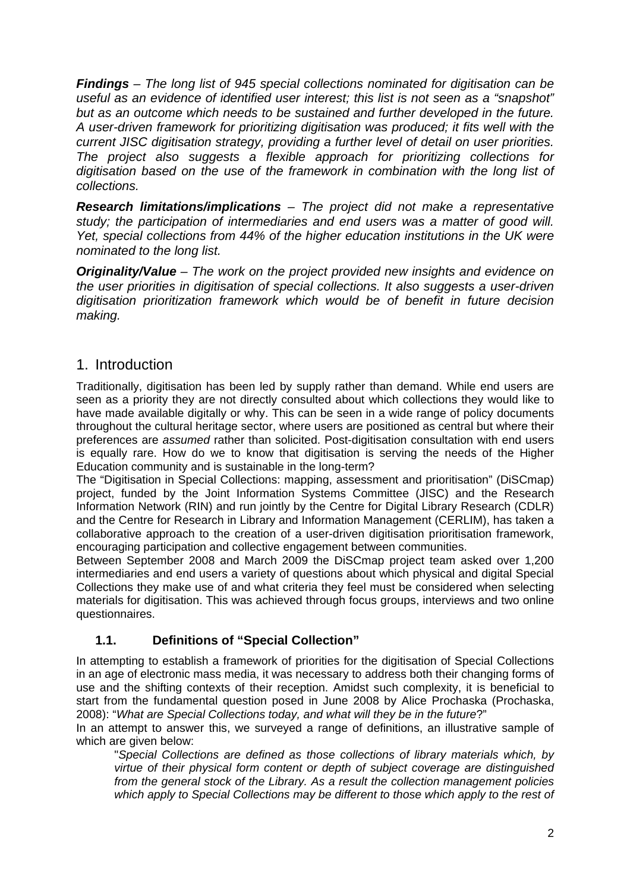***Findings*** *– The long list of 945 special collections nominated for digitisation can be useful as an evidence of identified user interest; this list is not seen as a "snapshot" but as an outcome which needs to be sustained and further developed in the future. A user-driven framework for prioritizing digitisation was produced; it fits well with the current JISC digitisation strategy, providing a further level of detail on user priorities. The project also suggests a flexible approach for prioritizing collections for digitisation based on the use of the framework in combination with the long list of collections.*

***Research limitations/implications*** *– The project did not make a representative study; the participation of intermediaries and end users was a matter of good will. Yet, special collections from 44% of the higher education institutions in the UK were nominated to the long list.*

***Originality/Value*** *– The work on the project provided new insights and evidence on the user priorities in digitisation of special collections. It also suggests a user-driven digitisation prioritization framework which would be of benefit in future decision making.*

# 1. Introduction

Traditionally, digitisation has been led by supply rather than demand. While end users are seen as a priority they are not directly consulted about which collections they would like to have made available digitally or why. This can be seen in a wide range of policy documents throughout the cultural heritage sector, where users are positioned as central but where their preferences are *assumed* rather than solicited. Post-digitisation consultation with end users is equally rare. How do we to know that digitisation is serving the needs of the Higher Education community and is sustainable in the long-term?

The "Digitisation in Special Collections: mapping, assessment and prioritisation" (DiSCmap) project, funded by the Joint Information Systems Committee (JISC) and the Research Information Network (RIN) and run jointly by the Centre for Digital Library Research (CDLR) and the Centre for Research in Library and Information Management (CERLIM), has taken a collaborative approach to the creation of a user-driven digitisation prioritisation framework, encouraging participation and collective engagement between communities.

Between September 2008 and March 2009 the DiSCmap project team asked over 1,200 intermediaries and end users a variety of questions about which physical and digital Special Collections they make use of and what criteria they feel must be considered when selecting materials for digitisation. This was achieved through focus groups, interviews and two online questionnaires.

## 1.1. Definitions of "Special Collection"

In attempting to establish a framework of priorities for the digitisation of Special Collections in an age of electronic mass media, it was necessary to address both their changing forms of use and the shifting contexts of their reception. Amidst such complexity, it is beneficial to start from the fundamental question posed in June 2008 by Alice Prochaska (Prochaska, 2008): "*What are Special Collections today, and what will they be in the future*?"

In an attempt to answer this, we surveyed a range of definitions, an illustrative sample of which are given below:

> "*Special Collections are defined as those collections of library materials which, by virtue of their physical form content or depth of subject coverage are distinguished from the general stock of the Library. As a result the collection management policies which apply to Special Collections may be different to those which apply to the rest of*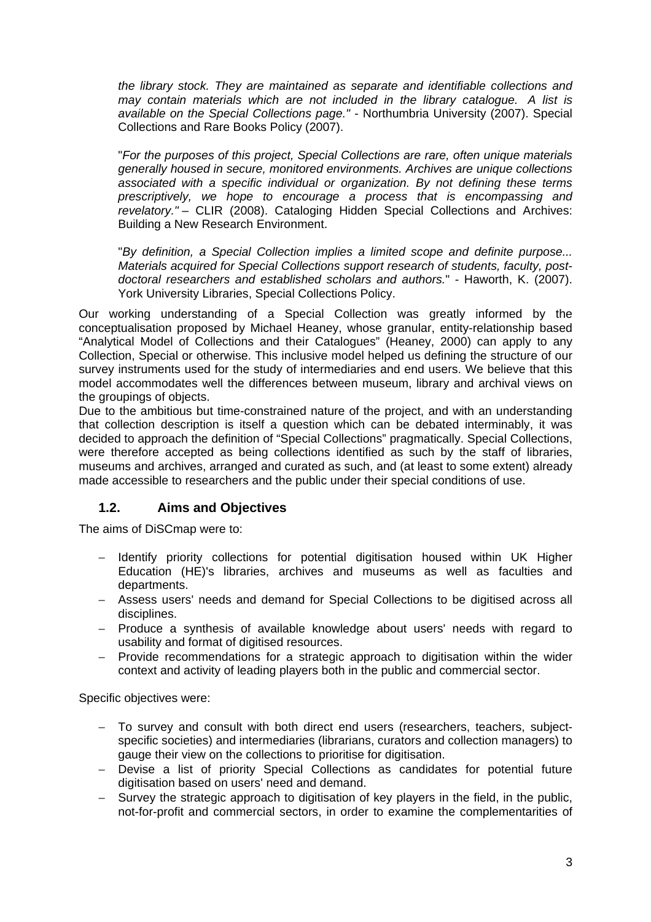*the library stock. They are maintained as separate and identifiable collections and may contain materials which are not included in the library catalogue. A list is available on the Special Collections page."* - Northumbria University (2007). Special Collections and Rare Books Policy (2007).

"*For the purposes of this project, Special Collections are rare, often unique materials generally housed in secure, monitored environments. Archives are unique collections associated with a specific individual or organization. By not defining these terms prescriptively, we hope to encourage a process that is encompassing and revelatory."* – CLIR (2008). Cataloging Hidden Special Collections and Archives: Building a New Research Environment.

"*By definition, a Special Collection implies a limited scope and definite purpose... Materials acquired for Special Collections support research of students, faculty, post-doctoral researchers and established scholars and authors.*" - Haworth, K. (2007). York University Libraries, Special Collections Policy.

Our working understanding of a Special Collection was greatly informed by the conceptualisation proposed by Michael Heaney, whose granular, entity-relationship based "Analytical Model of Collections and their Catalogues" (Heaney, 2000) can apply to any Collection, Special or otherwise. This inclusive model helped us defining the structure of our survey instruments used for the study of intermediaries and end users. We believe that this model accommodates well the differences between museum, library and archival views on the groupings of objects.

Due to the ambitious but time-constrained nature of the project, and with an understanding that collection description is itself a question which can be debated interminably, it was decided to approach the definition of "Special Collections" pragmatically. Special Collections, were therefore accepted as being collections identified as such by the staff of libraries, museums and archives, arranged and curated as such, and (at least to some extent) already made accessible to researchers and the public under their special conditions of use.

### 1.2. Aims and Objectives

The aims of DiSCmap were to:

- Identify priority collections for potential digitisation housed within UK Higher Education (HE)'s libraries, archives and museums as well as faculties and departments.
- Assess users' needs and demand for Special Collections to be digitised across all disciplines.
- Produce a synthesis of available knowledge about users' needs with regard to usability and format of digitised resources.
- Provide recommendations for a strategic approach to digitisation within the wider context and activity of leading players both in the public and commercial sector.

Specific objectives were:

- To survey and consult with both direct end users (researchers, teachers, subject-specific societies) and intermediaries (librarians, curators and collection managers) to gauge their view on the collections to prioritise for digitisation.
- Devise a list of priority Special Collections as candidates for potential future digitisation based on users' need and demand.
- Survey the strategic approach to digitisation of key players in the field, in the public, not-for-profit and commercial sectors, in order to examine the complementarities of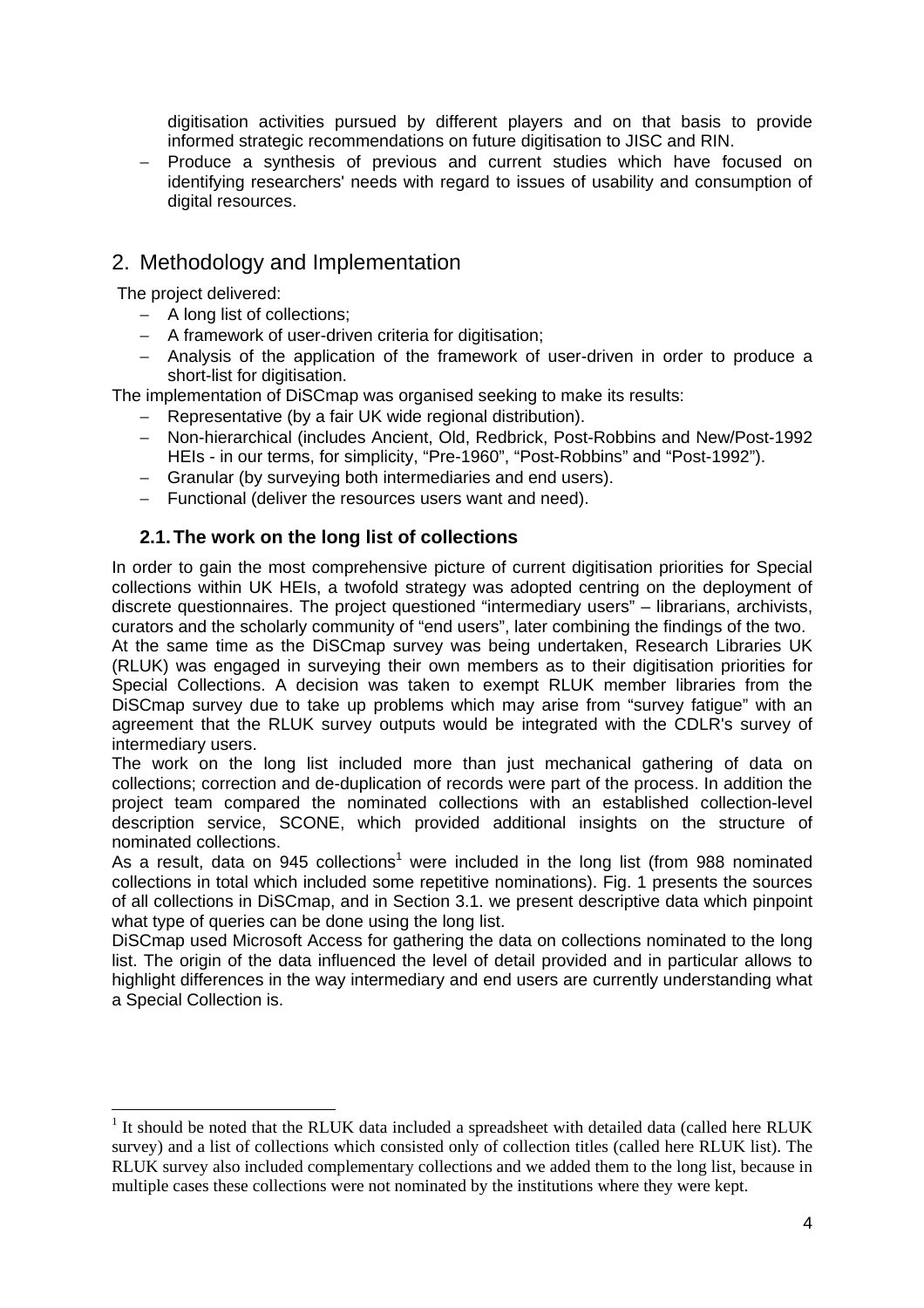digitisation activities pursued by different players and on that basis to provide informed strategic recommendations on future digitisation to JISC and RIN.

- Produce a synthesis of previous and current studies which have focused on identifying researchers' needs with regard to issues of usability and consumption of digital resources.

## 2. Methodology and Implementation

The project delivered:

- A long list of collections;
- A framework of user-driven criteria for digitisation;
- Analysis of the application of the framework of user-driven in order to produce a short-list for digitisation.

The implementation of DiSCmap was organised seeking to make its results:

- Representative (by a fair UK wide regional distribution).
- Non-hierarchical (includes Ancient, Old, Redbrick, Post-Robbins and New/Post-1992 HEIs - in our terms, for simplicity, "Pre-1960", "Post-Robbins" and "Post-1992").
- Granular (by surveying both intermediaries and end users).
- Functional (deliver the resources users want and need).

### 2.1. The work on the long list of collections

In order to gain the most comprehensive picture of current digitisation priorities for Special collections within UK HEIs, a twofold strategy was adopted centring on the deployment of discrete questionnaires. The project questioned "intermediary users" – librarians, archivists, curators and the scholarly community of "end users", later combining the findings of the two.

At the same time as the DiSCmap survey was being undertaken, Research Libraries UK (RLUK) was engaged in surveying their own members as to their digitisation priorities for Special Collections. A decision was taken to exempt RLUK member libraries from the DiSCmap survey due to take up problems which may arise from "survey fatigue" with an agreement that the RLUK survey outputs would be integrated with the CDLR's survey of intermediary users.

The work on the long list included more than just mechanical gathering of data on collections; correction and de-duplication of records were part of the process. In addition the project team compared the nominated collections with an established collection-level description service, SCONE, which provided additional insights on the structure of nominated collections.

As a result, data on 945 collections[1] were included in the long list (from 988 nominated collections in total which included some repetitive nominations). Fig. 1 presents the sources of all collections in DiSCmap, and in Section 3.1. we present descriptive data which pinpoint what type of queries can be done using the long list.

DiSCmap used Microsoft Access for gathering the data on collections nominated to the long list. The origin of the data influenced the level of detail provided and in particular allows to highlight differences in the way intermediary and end users are currently understanding what a Special Collection is.

[1] It should be noted that the RLUK data included a spreadsheet with detailed data (called here RLUK survey) and a list of collections which consisted only of collection titles (called here RLUK list). The RLUK survey also included complementary collections and we added them to the long list, because in multiple cases these collections were not nominated by the institutions where they were kept.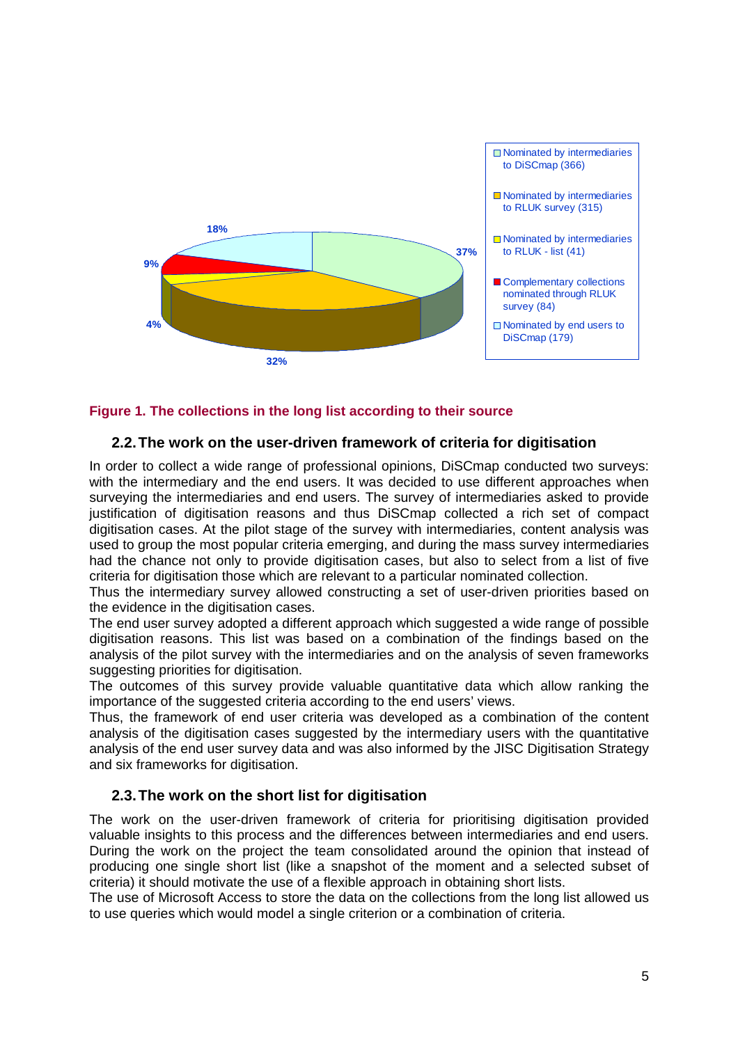Figure 1. The collections in the long list according to their source

## 2.2. The work on the user-driven framework of criteria for digitisation

In order to collect a wide range of professional opinions, DiSCmap conducted two surveys: with the intermediary and the end users. It was decided to use different approaches when surveying the intermediaries and end users. The survey of intermediaries asked to provide justification of digitisation reasons and thus DiSCmap collected a rich set of compact digitisation cases. At the pilot stage of the survey with intermediaries, content analysis was used to group the most popular criteria emerging, and during the mass survey intermediaries had the chance not only to provide digitisation cases, but also to select from a list of five criteria for digitisation those which are relevant to a particular nominated collection.

Thus the intermediary survey allowed constructing a set of user-driven priorities based on the evidence in the digitisation cases.

The end user survey adopted a different approach which suggested a wide range of possible digitisation reasons. This list was based on a combination of the findings based on the analysis of the pilot survey with the intermediaries and on the analysis of seven frameworks suggesting priorities for digitisation.

The outcomes of this survey provide valuable quantitative data which allow ranking the importance of the suggested criteria according to the end users' views.

Thus, the framework of end user criteria was developed as a combination of the content analysis of the digitisation cases suggested by the intermediary users with the quantitative analysis of the end user survey data and was also informed by the JISC Digitisation Strategy and six frameworks for digitisation.

## 2.3. The work on the short list for digitisation

The work on the user-driven framework of criteria for prioritising digitisation provided valuable insights to this process and the differences between intermediaries and end users. During the work on the project the team consolidated around the opinion that instead of producing one single short list (like a snapshot of the moment and a selected subset of criteria) it should motivate the use of a flexible approach in obtaining short lists.

The use of Microsoft Access to store the data on the collections from the long list allowed us to use queries which would model a single criterion or a combination of criteria.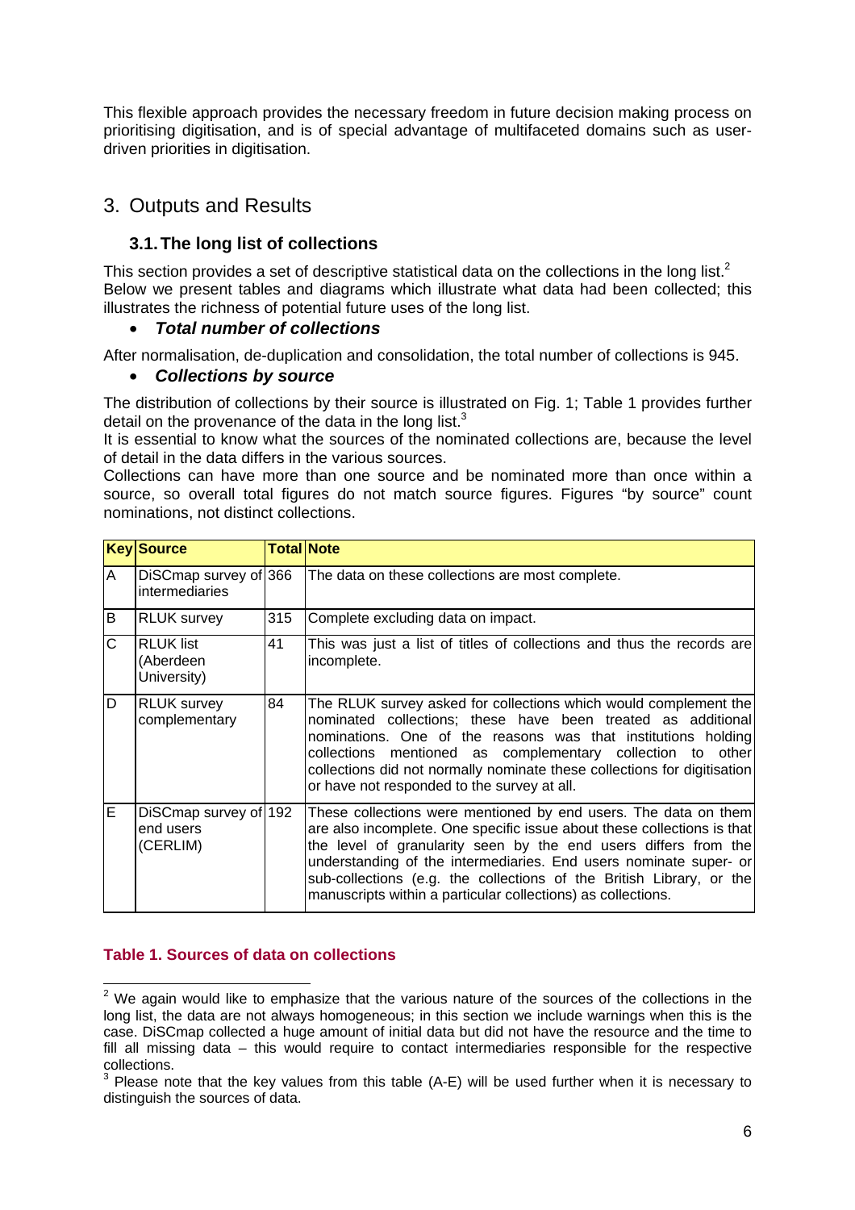This flexible approach provides the necessary freedom in future decision making process on prioritising digitisation, and is of special advantage of multifaceted domains such as user-driven priorities in digitisation.

## 3. Outputs and Results

### 3.1. The long list of collections

This section provides a set of descriptive statistical data on the collections in the long list.[2] Below we present tables and diagrams which illustrate what data had been collected; this illustrates the richness of potential future uses of the long list.

- ***Total number of collections***

After normalisation, de-duplication and consolidation, the total number of collections is 945.

- ***Collections by source***

The distribution of collections by their source is illustrated on Fig. 1; Table 1 provides further detail on the provenance of the data in the long list.[3]

It is essential to know what the sources of the nominated collections are, because the level of detail in the data differs in the various sources.

Collections can have more than one source and be nominated more than once within a source, so overall total figures do not match source figures. Figures "by source" count nominations, not distinct collections.

| Key | Source | Total | Note |
|---|---|---|---|
| A | DiSCmap survey of intermediaries | 366 | The data on these collections are most complete. |
| B | RLUK survey | 315 | Complete excluding data on impact. |
| C | RLUK list (Aberdeen University) | 41 | This was just a list of titles of collections and thus the records are incomplete. |
| D | RLUK survey complementary | 84 | The RLUK survey asked for collections which would complement the nominated collections; these have been treated as additional nominations. One of the reasons was that institutions holding collections mentioned as complementary collection to other collections did not normally nominate these collections for digitisation or have not responded to the survey at all. |
| E | DiSCmap survey of end users (CERLIM) | 192 | These collections were mentioned by end users. The data on them are also incomplete. One specific issue about these collections is that the level of granularity seen by the end users differs from the understanding of the intermediaries. End users nominate super- or sub-collections (e.g. the collections of the British Library, or the manuscripts within a particular collections) as collections. |

**Table 1. Sources of data on collections**

[2] We again would like to emphasize that the various nature of the sources of the collections in the long list, the data are not always homogeneous; in this section we include warnings when this is the case. DiSCmap collected a huge amount of initial data but did not have the resource and the time to fill all missing data – this would require to contact intermediaries responsible for the respective collections.

[3] Please note that the key values from this table (A-E) will be used further when it is necessary to distinguish the sources of data.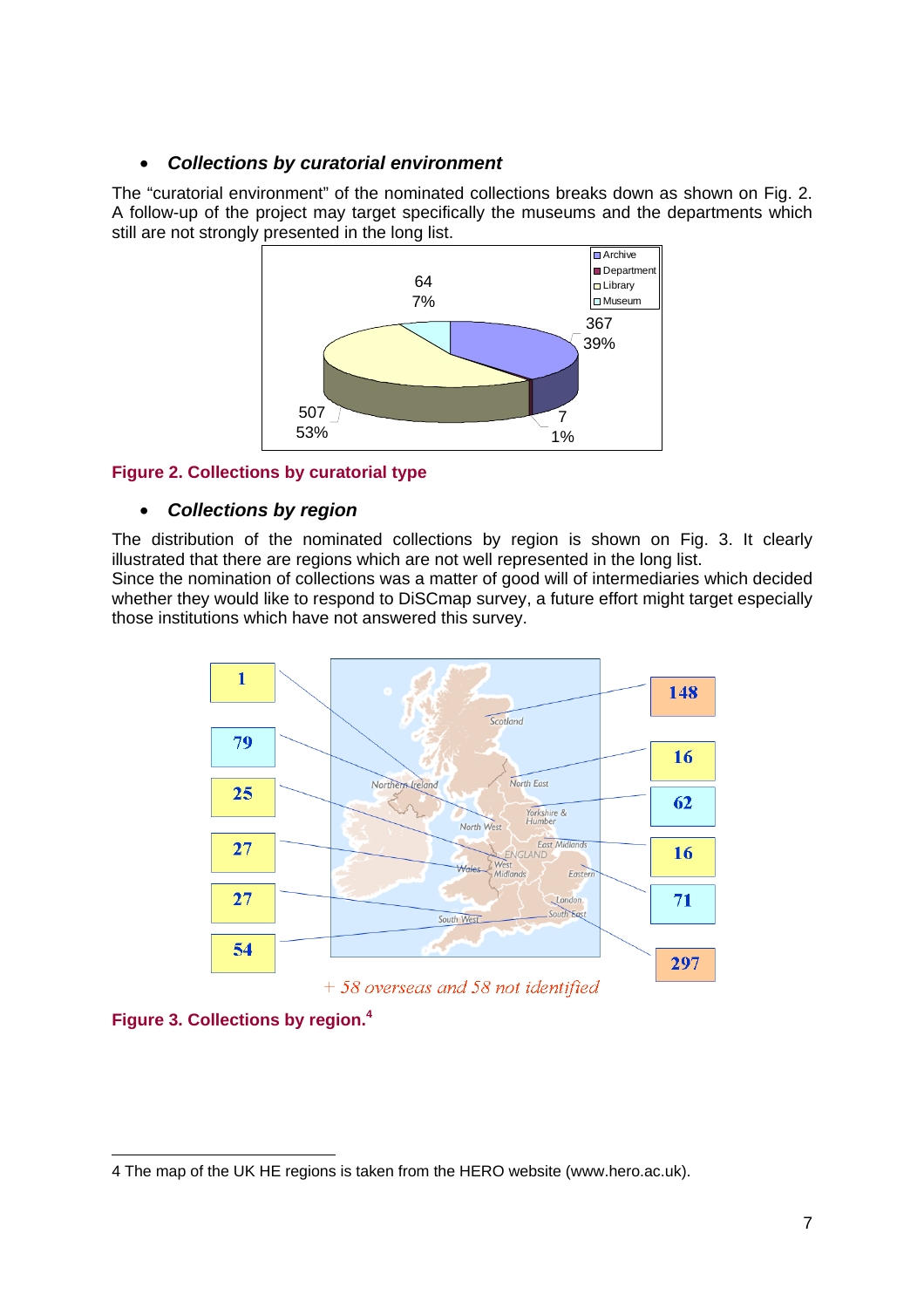- ***Collections by curatorial environment***

The "curatorial environment" of the nominated collections breaks down as shown on Fig. 2. A follow-up of the project may target specifically the museums and the departments which still are not strongly presented in the long list.

**Figure 2. Collections by curatorial type**

- ***Collections by region***

The distribution of the nominated collections by region is shown on Fig. 3. It clearly illustrated that there are regions which are not well represented in the long list.
Since the nomination of collections was a matter of good will of intermediaries which decided whether they would like to respond to DiSCmap survey, a future effort might target especially those institutions which have not answered this survey.

+ 58 overseas and 58 not identified

**Figure 3. Collections by region.**[4]

---

4 The map of the UK HE regions is taken from the HERO website (www.hero.ac.uk).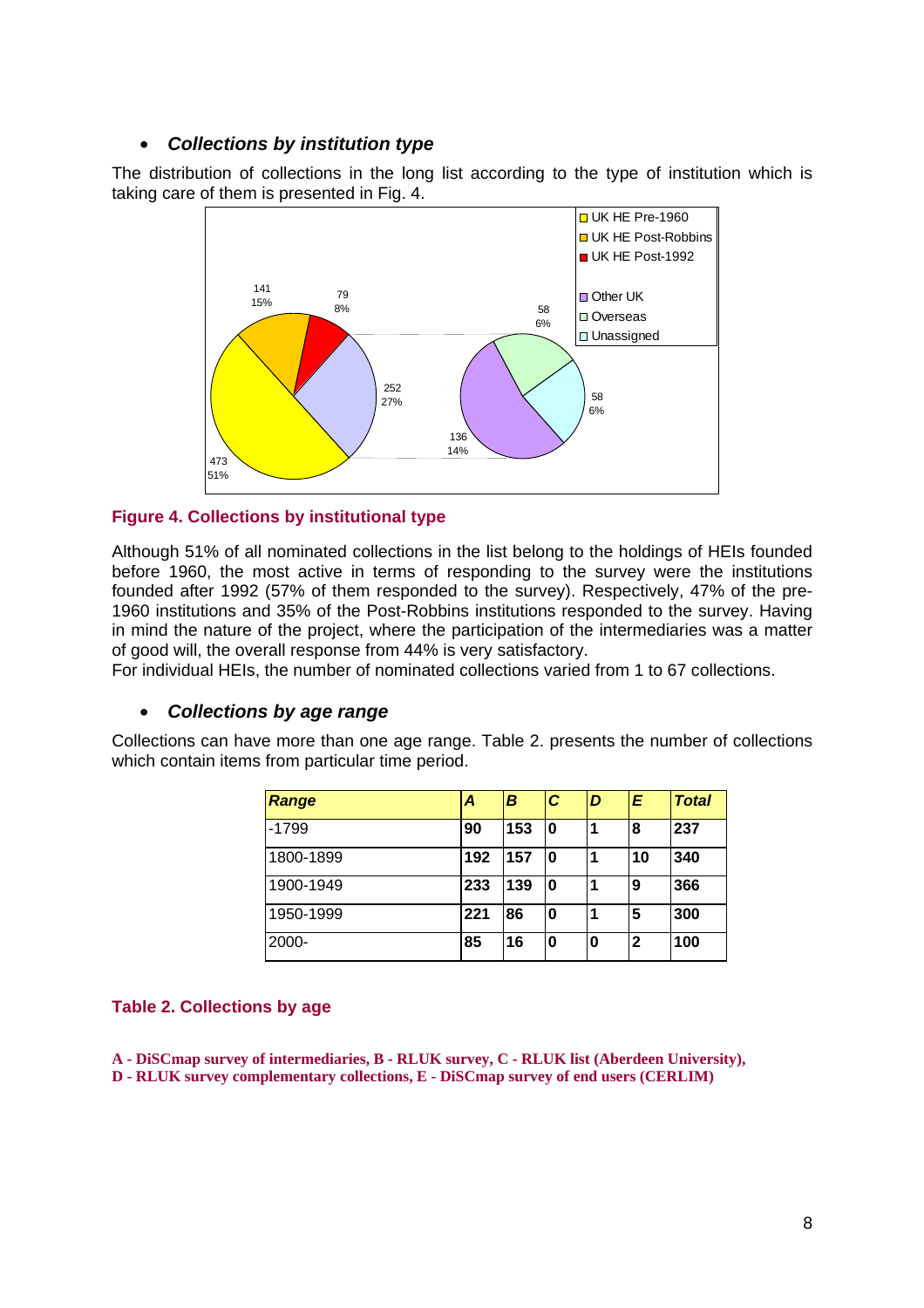- ***Collections by institution type***

The distribution of collections in the long list according to the type of institution which is taking care of them is presented in Fig. 4.

**Figure 4. Collections by institutional type**

Although 51% of all nominated collections in the list belong to the holdings of HEIs founded before 1960, the most active in terms of responding to the survey were the institutions founded after 1992 (57% of them responded to the survey). Respectively, 47% of the pre-1960 institutions and 35% of the Post-Robbins institutions responded to the survey. Having in mind the nature of the project, where the participation of the intermediaries was a matter of good will, the overall response from 44% is very satisfactory.
For individual HEIs, the number of nominated collections varied from 1 to 67 collections.

- ***Collections by age range***

Collections can have more than one age range. Table 2. presents the number of collections which contain items from particular time period.

| *Range* | *A* | *B* | *C* | *D* | *E* | *Total* |
|---|---|---|---|---|---|---|
| -1799 | **90** | **153** | **0** | **1** | **8** | **237** |
| 1800-1899 | **192** | **157** | **0** | **1** | **10** | **340** |
| 1900-1949 | **233** | **139** | **0** | **1** | **9** | **366** |
| 1950-1999 | **221** | **86** | **0** | **1** | **5** | **300** |
| 2000- | **85** | **16** | **0** | **0** | **2** | **100** |

**Table 2. Collections by age**

**A - DiSCmap survey of intermediaries, B - RLUK survey, C - RLUK list (Aberdeen University), D - RLUK survey complementary collections, E - DiSCmap survey of end users (CERLIM)**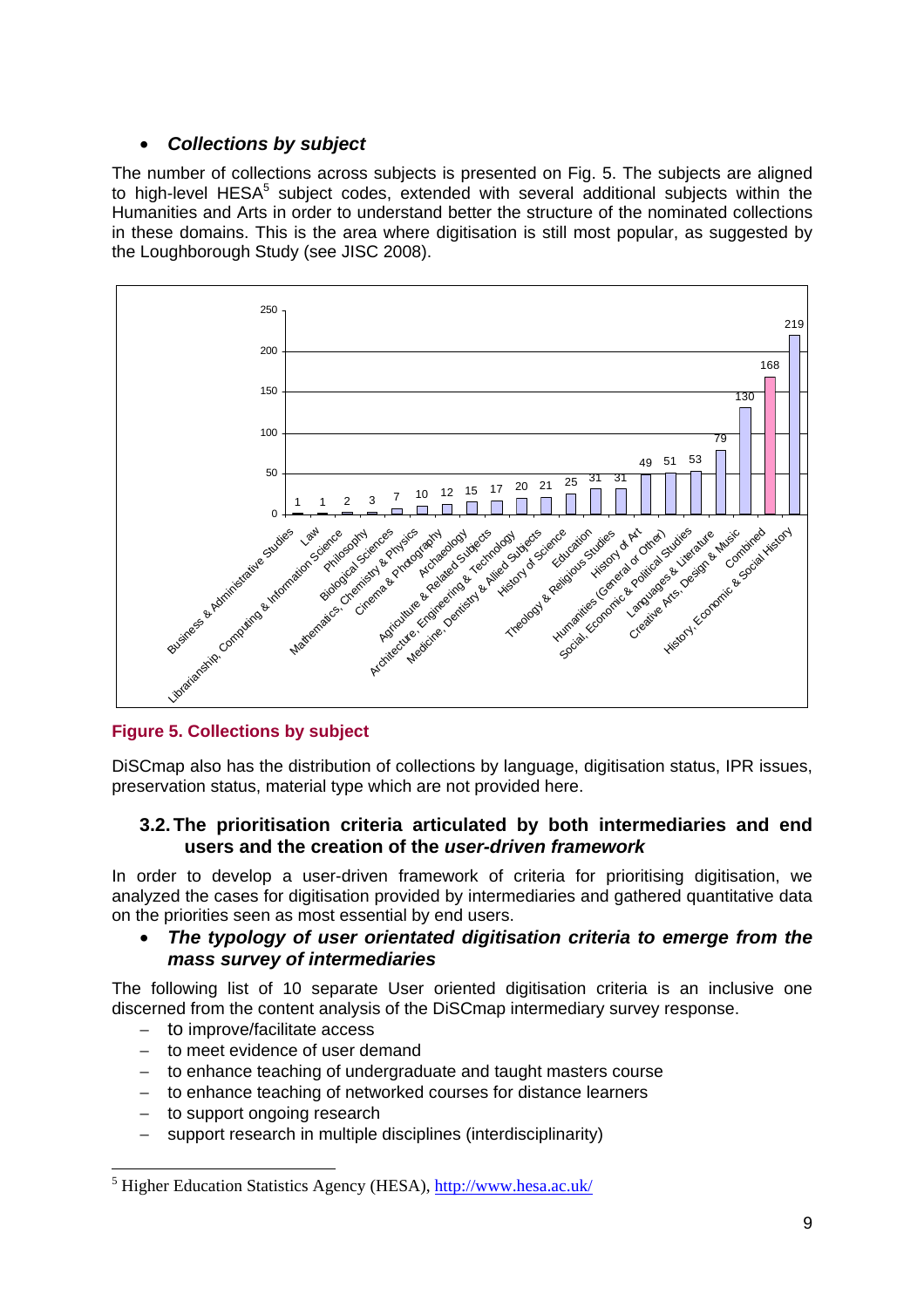- ***Collections by subject***

The number of collections across subjects is presented on Fig. 5. The subjects are aligned to high-level HESA[5] subject codes, extended with several additional subjects within the Humanities and Arts in order to understand better the structure of the nominated collections in these domains. This is the area where digitisation is still most popular, as suggested by the Loughborough Study (see JISC 2008).

| Subject | Collections |
|---|---|
| Business & Administrative Studies | 1 |
| Law | 1 |
| Librarianship, Computing & Information Science | 2 |
| Philosophy | 3 |
| Biological Sciences | 7 |
| Mathematics, Chemistry & Physics | 10 |
| Cinema & Photography | 12 |
| Archaeology | 15 |
| Agriculture & Related Subjects | 17 |
| Architecture, Engineering & Technology | 20 |
| Medicine, Dentistry & Allied Subjects | 21 |
| History of Science | 25 |
| Education | 31 |
| Theology & Religious Studies | 31 |
| History of Art | 49 |
| Humanities (General or Other) | 51 |
| Social, Economic & Political Studies | 53 |
| Languages & Literature | 79 |
| Creative Arts, Design & Music | 130 |
| Combined | 168 |
| History, Economic & Social History | 219 |

**Figure 5. Collections by subject**

DiSCmap also has the distribution of collections by language, digitisation status, IPR issues, preservation status, material type which are not provided here.

### 3.2. The prioritisation criteria articulated by both intermediaries and end users and the creation of the *user-driven framework*

In order to develop a user-driven framework of criteria for prioritising digitisation, we analyzed the cases for digitisation provided by intermediaries and gathered quantitative data on the priorities seen as most essential by end users.

- ***The typology of user orientated digitisation criteria to emerge from the mass survey of intermediaries***

The following list of 10 separate User oriented digitisation criteria is an inclusive one discerned from the content analysis of the DiSCmap intermediary survey response.

- to improve/facilitate access
- to meet evidence of user demand
- to enhance teaching of undergraduate and taught masters course
- to enhance teaching of networked courses for distance learners
- to support ongoing research
- support research in multiple disciplines (interdisciplinarity)

[5] Higher Education Statistics Agency (HESA), http://www.hesa.ac.uk/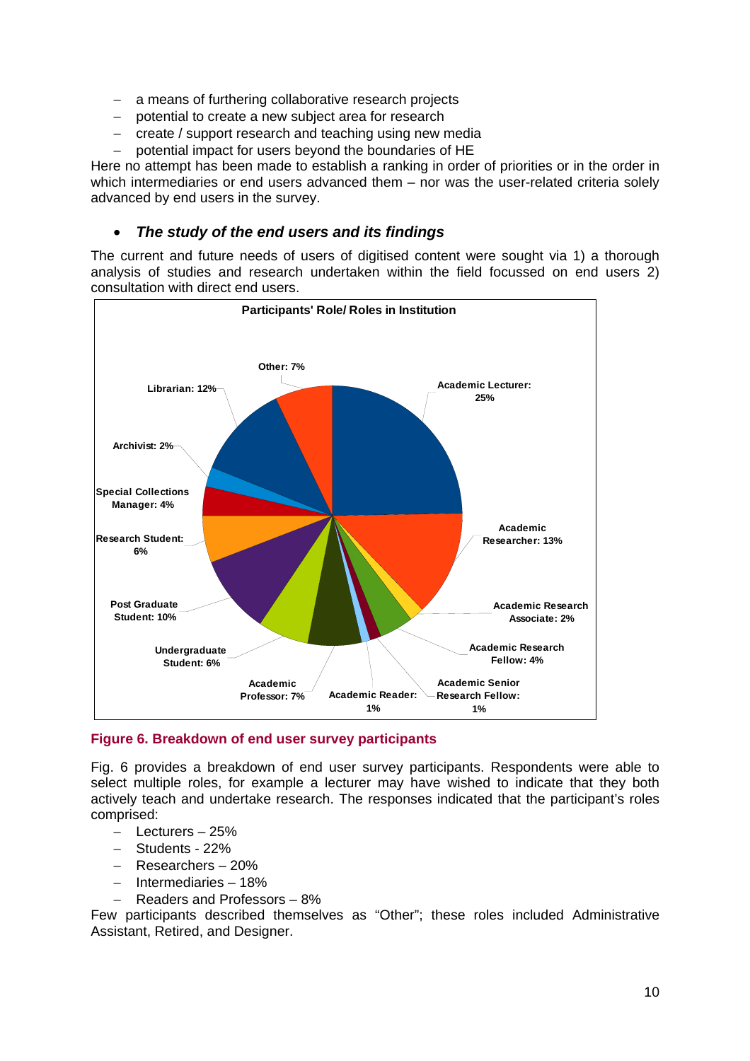- a means of furthering collaborative research projects
- potential to create a new subject area for research
- create / support research and teaching using new media
- potential impact for users beyond the boundaries of HE

Here no attempt has been made to establish a ranking in order of priorities or in the order in which intermediaries or end users advanced them – nor was the user-related criteria solely advanced by end users in the survey.

- ***The study of the end users and its findings***

The current and future needs of users of digitised content were sought via 1) a thorough analysis of studies and research undertaken within the field focussed on end users 2) consultation with direct end users.

**Participants' Role/ Roles in Institution**

| Role | % |
|---|---|
| Academic Lecturer | 25% |
| Academic Researcher | 13% |
| Academic Research Associate | 2% |
| Academic Research Fellow | 4% |
| Academic Senior Research Fellow | 1% |
| Academic Reader | 1% |
| Academic Professor | 7% |
| Undergraduate Student | 6% |
| Post Graduate Student | 10% |
| Research Student | 6% |
| Special Collections Manager | 4% |
| Archivist | 2% |
| Librarian | 12% |
| Other | 7% |

**Figure 6. Breakdown of end user survey participants**

Fig. 6 provides a breakdown of end user survey participants. Respondents were able to select multiple roles, for example a lecturer may have wished to indicate that they both actively teach and undertake research. The responses indicated that the participant's roles comprised:

- Lecturers – 25%
- Students - 22%
- Researchers – 20%
- Intermediaries – 18%
- Readers and Professors – 8%

Few participants described themselves as "Other"; these roles included Administrative Assistant, Retired, and Designer.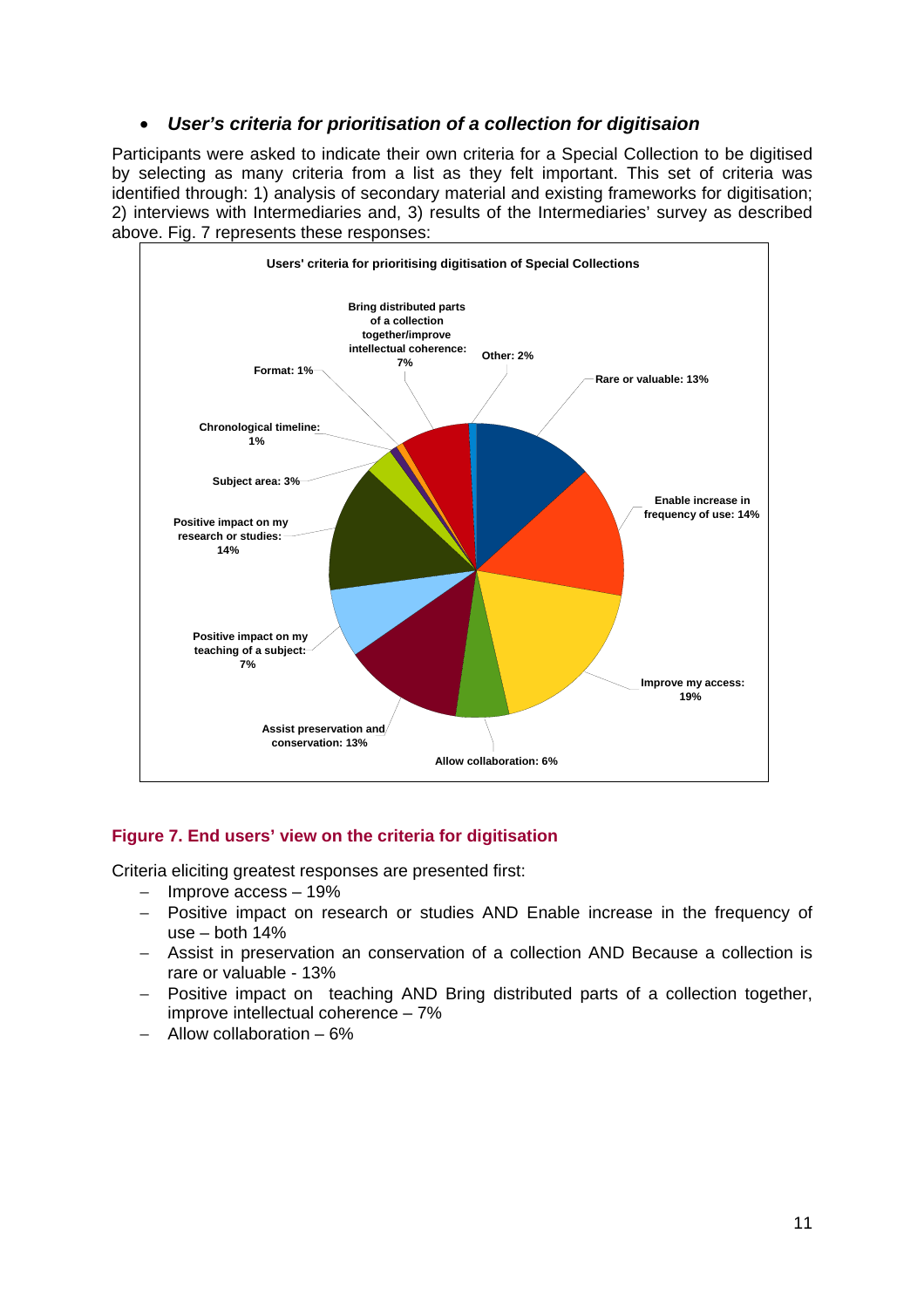- ***User's criteria for prioritisation of a collection for digitisaion***

Participants were asked to indicate their own criteria for a Special Collection to be digitised by selecting as many criteria from a list as they felt important. This set of criteria was identified through: 1) analysis of secondary material and existing frameworks for digitisation; 2) interviews with Intermediaries and, 3) results of the Intermediaries' survey as described above. Fig. 7 represents these responses:

**Users' criteria for prioritising digitisation of Special Collections**

| Criterion | Percentage |
|---|---|
| Rare or valuable | 13% |
| Enable increase in frequency of use | 14% |
| Improve my access | 19% |
| Allow collaboration | 6% |
| Assist preservation and conservation | 13% |
| Positive impact on my teaching of a subject | 7% |
| Positive impact on my research or studies | 14% |
| Subject area | 3% |
| Chronological timeline | 1% |
| Format | 1% |
| Bring distributed parts of a collection together/improve intellectual coherence | 7% |
| Other | 2% |

**Figure 7. End users' view on the criteria for digitisation**

Criteria eliciting greatest responses are presented first:

- Improve access – 19%
- Positive impact on research or studies AND Enable increase in the frequency of use – both 14%
- Assist in preservation an conservation of a collection AND Because a collection is rare or valuable - 13%
- Positive impact on teaching AND Bring distributed parts of a collection together, improve intellectual coherence – 7%
- Allow collaboration – 6%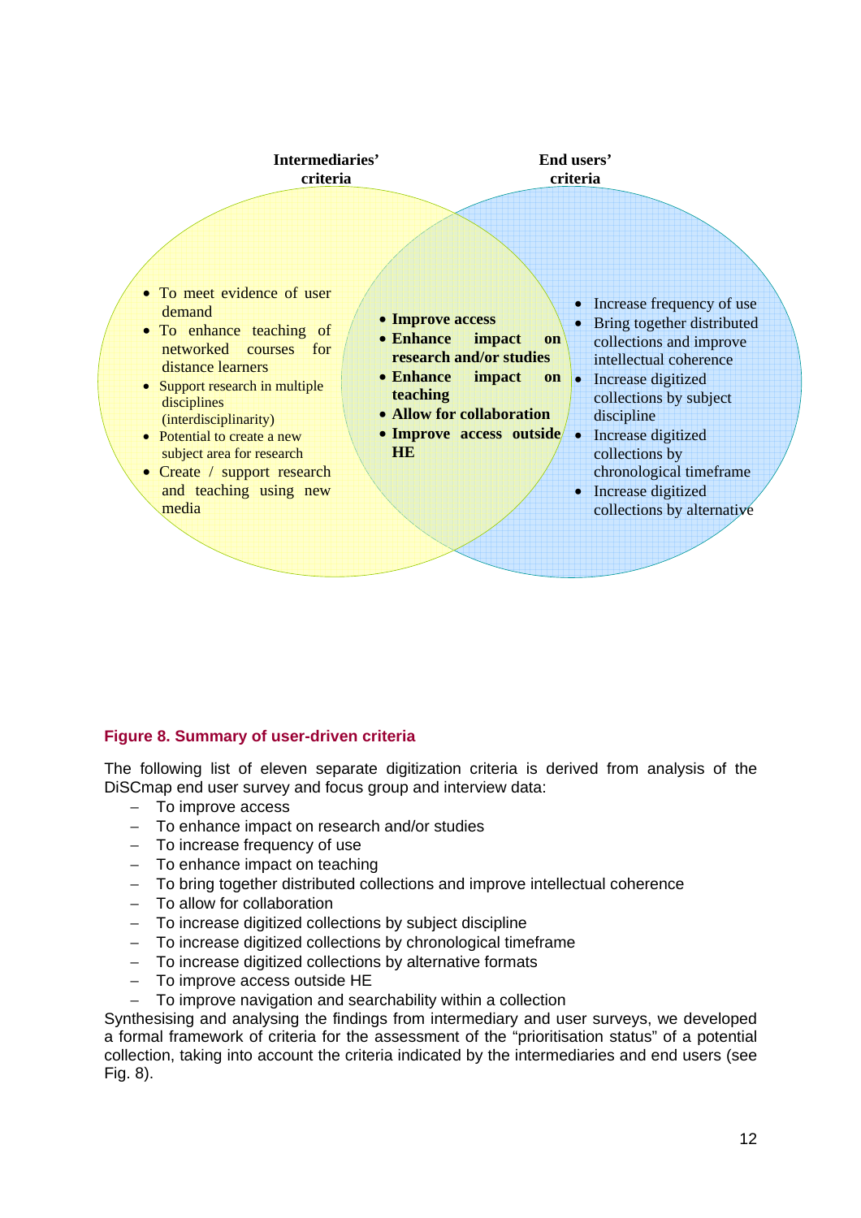**Intermediaries' criteria**

- To meet evidence of user demand
- To enhance teaching of networked courses for distance learners
- Support research in multiple disciplines (interdisciplinarity)
- Potential to create a new subject area for research
- Create / support research and teaching using new media

**Intermediaries' and end users' criteria (overlap)**

- **Improve access**
- **Enhance impact on research and/or studies**
- **Enhance impact on teaching**
- **Allow for collaboration**
- **Improve access outside HE**

**End users' criteria**

- Increase frequency of use
- Bring together distributed collections and improve intellectual coherence
- Increase digitized collections by subject discipline
- Increase digitized collections by chronological timeframe
- Increase digitized collections by alternative

**Figure 8. Summary of user-driven criteria**

The following list of eleven separate digitization criteria is derived from analysis of the DiSCmap end user survey and focus group and interview data:

- To improve access
- To enhance impact on research and/or studies
- To increase frequency of use
- To enhance impact on teaching
- To bring together distributed collections and improve intellectual coherence
- To allow for collaboration
- To increase digitized collections by subject discipline
- To increase digitized collections by chronological timeframe
- To increase digitized collections by alternative formats
- To improve access outside HE
- To improve navigation and searchability within a collection

Synthesising and analysing the findings from intermediary and user surveys, we developed a formal framework of criteria for the assessment of the "prioritisation status" of a potential collection, taking into account the criteria indicated by the intermediaries and end users (see Fig. 8).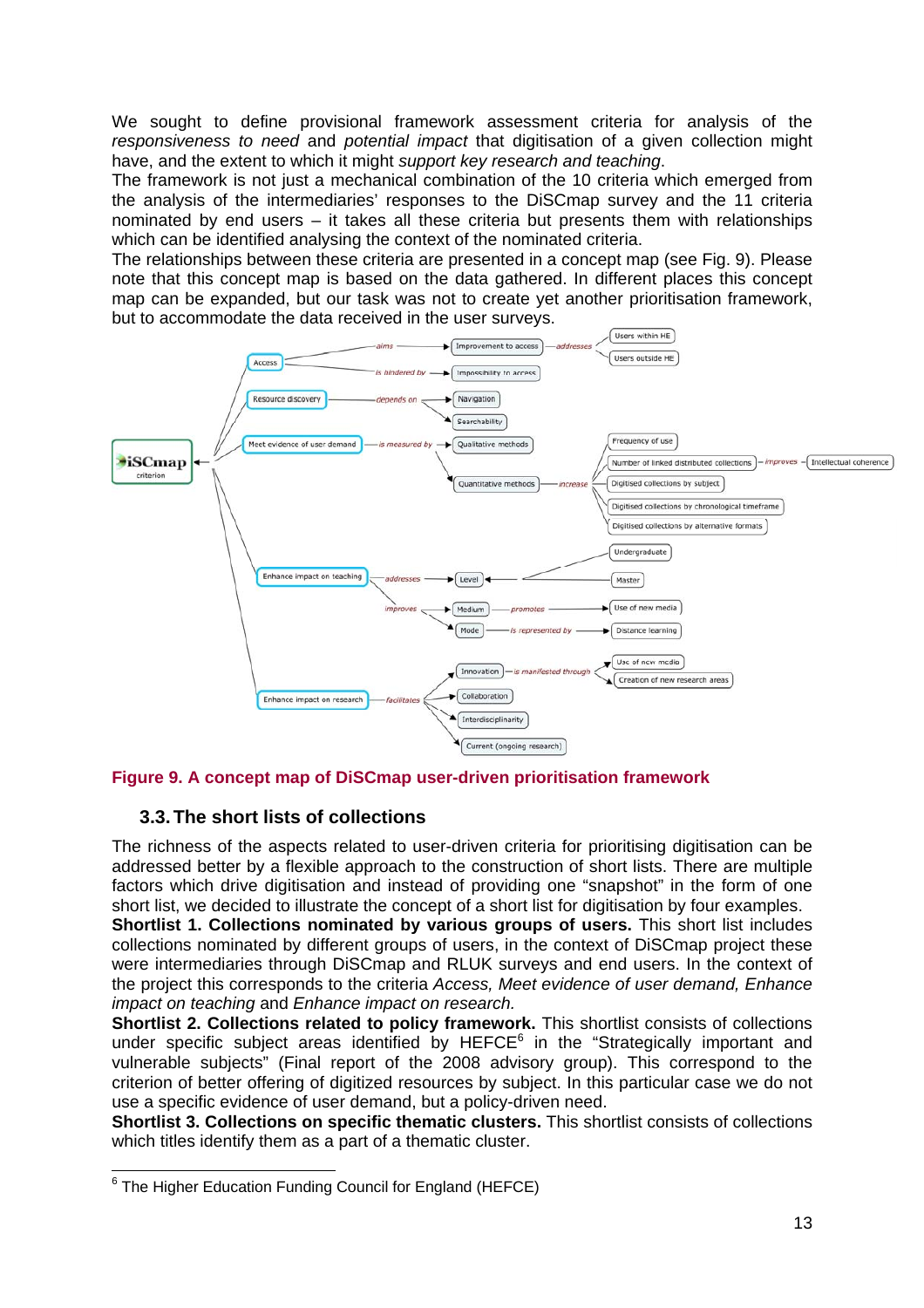We sought to define provisional framework assessment criteria for analysis of the *responsiveness to need* and *potential impact* that digitisation of a given collection might have, and the extent to which it might *support key research and teaching*.
The framework is not just a mechanical combination of the 10 criteria which emerged from the analysis of the intermediaries' responses to the DiSCmap survey and the 11 criteria nominated by end users – it takes all these criteria but presents them with relationships which can be identified analysing the context of the nominated criteria.
The relationships between these criteria are presented in a concept map (see Fig. 9). Please note that this concept map is based on the data gathered. In different places this concept map can be expanded, but our task was not to create yet another prioritisation framework, but to accommodate the data received in the user surveys.

**Figure 9. A concept map of DiSCmap user-driven prioritisation framework**

## 3.3. The short lists of collections

The richness of the aspects related to user-driven criteria for prioritising digitisation can be addressed better by a flexible approach to the construction of short lists. There are multiple factors which drive digitisation and instead of providing one "snapshot" in the form of one short list, we decided to illustrate the concept of a short list for digitisation by four examples.

**Shortlist 1. Collections nominated by various groups of users.** This short list includes collections nominated by different groups of users, in the context of DiSCmap project these were intermediaries through DiSCmap and RLUK surveys and end users. In the context of the project this corresponds to the criteria *Access, Meet evidence of user demand, Enhance impact on teaching* and *Enhance impact on research.*

**Shortlist 2. Collections related to policy framework.** This shortlist consists of collections under specific subject areas identified by HEFCE[6] in the "Strategically important and vulnerable subjects" (Final report of the 2008 advisory group). This correspond to the criterion of better offering of digitized resources by subject. In this particular case we do not use a specific evidence of user demand, but a policy-driven need.

**Shortlist 3. Collections on specific thematic clusters.** This shortlist consists of collections which titles identify them as a part of a thematic cluster.

---

[6] The Higher Education Funding Council for England (HEFCE)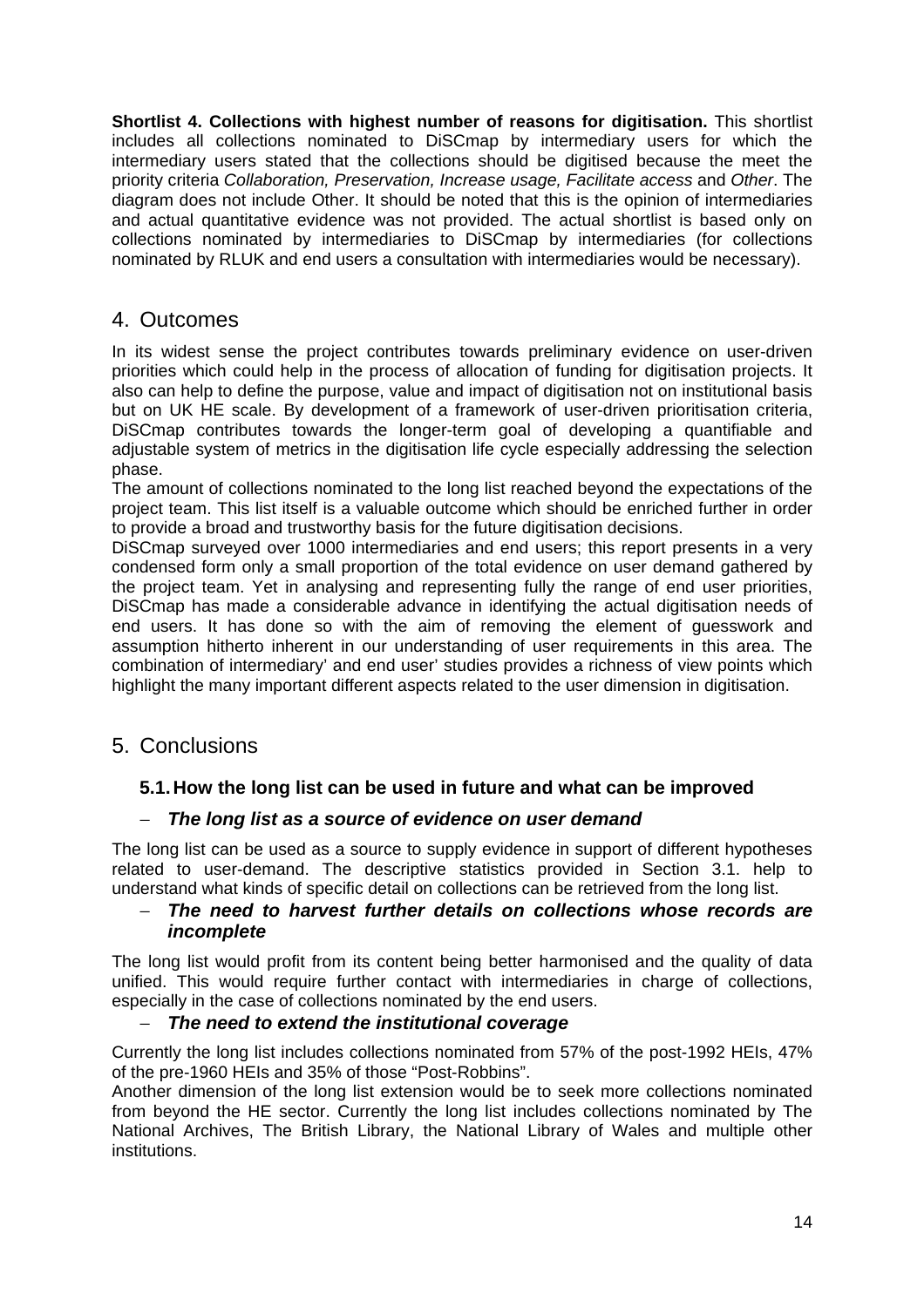**Shortlist 4. Collections with highest number of reasons for digitisation.** This shortlist includes all collections nominated to DiSCmap by intermediary users for which the intermediary users stated that the collections should be digitised because the meet the priority criteria *Collaboration, Preservation, Increase usage, Facilitate access* and *Other*. The diagram does not include Other. It should be noted that this is the opinion of intermediaries and actual quantitative evidence was not provided. The actual shortlist is based only on collections nominated by intermediaries to DiSCmap by intermediaries (for collections nominated by RLUK and end users a consultation with intermediaries would be necessary).

# 4. Outcomes

In its widest sense the project contributes towards preliminary evidence on user-driven priorities which could help in the process of allocation of funding for digitisation projects. It also can help to define the purpose, value and impact of digitisation not on institutional basis but on UK HE scale. By development of a framework of user-driven prioritisation criteria, DiSCmap contributes towards the longer-term goal of developing a quantifiable and adjustable system of metrics in the digitisation life cycle especially addressing the selection phase.

The amount of collections nominated to the long list reached beyond the expectations of the project team. This list itself is a valuable outcome which should be enriched further in order to provide a broad and trustworthy basis for the future digitisation decisions.

DiSCmap surveyed over 1000 intermediaries and end users; this report presents in a very condensed form only a small proportion of the total evidence on user demand gathered by the project team. Yet in analysing and representing fully the range of end user priorities, DiSCmap has made a considerable advance in identifying the actual digitisation needs of end users. It has done so with the aim of removing the element of guesswork and assumption hitherto inherent in our understanding of user requirements in this area. The combination of intermediary' and end user' studies provides a richness of view points which highlight the many important different aspects related to the user dimension in digitisation.

# 5. Conclusions

## 5.1. How the long list can be used in future and what can be improved

– ***The long list as a source of evidence on user demand***

The long list can be used as a source to supply evidence in support of different hypotheses related to user-demand. The descriptive statistics provided in Section 3.1. help to understand what kinds of specific detail on collections can be retrieved from the long list.

– ***The need to harvest further details on collections whose records are incomplete***

The long list would profit from its content being better harmonised and the quality of data unified. This would require further contact with intermediaries in charge of collections, especially in the case of collections nominated by the end users.

– ***The need to extend the institutional coverage***

Currently the long list includes collections nominated from 57% of the post-1992 HEIs, 47% of the pre-1960 HEIs and 35% of those "Post-Robbins".

Another dimension of the long list extension would be to seek more collections nominated from beyond the HE sector. Currently the long list includes collections nominated by The National Archives, The British Library, the National Library of Wales and multiple other institutions.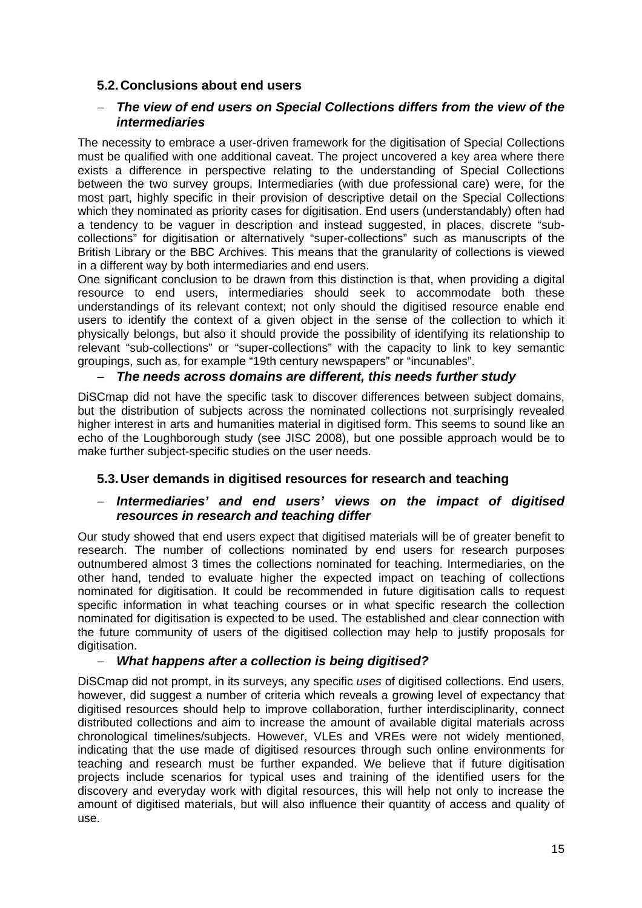## 5.2. Conclusions about end users

- ***The view of end users on Special Collections differs from the view of the intermediaries***

The necessity to embrace a user-driven framework for the digitisation of Special Collections must be qualified with one additional caveat. The project uncovered a key area where there exists a difference in perspective relating to the understanding of Special Collections between the two survey groups. Intermediaries (with due professional care) were, for the most part, highly specific in their provision of descriptive detail on the Special Collections which they nominated as priority cases for digitisation. End users (understandably) often had a tendency to be vaguer in description and instead suggested, in places, discrete "sub-collections" for digitisation or alternatively "super-collections" such as manuscripts of the British Library or the BBC Archives. This means that the granularity of collections is viewed in a different way by both intermediaries and end users.

One significant conclusion to be drawn from this distinction is that, when providing a digital resource to end users, intermediaries should seek to accommodate both these understandings of its relevant context; not only should the digitised resource enable end users to identify the context of a given object in the sense of the collection to which it physically belongs, but also it should provide the possibility of identifying its relationship to relevant "sub-collections" or "super-collections" with the capacity to link to key semantic groupings, such as, for example "19th century newspapers" or "incunables".

- ***The needs across domains are different, this needs further study***

DiSCmap did not have the specific task to discover differences between subject domains, but the distribution of subjects across the nominated collections not surprisingly revealed higher interest in arts and humanities material in digitised form. This seems to sound like an echo of the Loughborough study (see JISC 2008), but one possible approach would be to make further subject-specific studies on the user needs.

## 5.3. User demands in digitised resources for research and teaching

- ***Intermediaries' and end users' views on the impact of digitised resources in research and teaching differ***

Our study showed that end users expect that digitised materials will be of greater benefit to research. The number of collections nominated by end users for research purposes outnumbered almost 3 times the collections nominated for teaching. Intermediaries, on the other hand, tended to evaluate higher the expected impact on teaching of collections nominated for digitisation. It could be recommended in future digitisation calls to request specific information in what teaching courses or in what specific research the collection nominated for digitisation is expected to be used. The established and clear connection with the future community of users of the digitised collection may help to justify proposals for digitisation.

- ***What happens after a collection is being digitised?***

DiSCmap did not prompt, in its surveys, any specific *uses* of digitised collections. End users, however, did suggest a number of criteria which reveals a growing level of expectancy that digitised resources should help to improve collaboration, further interdisciplinarity, connect distributed collections and aim to increase the amount of available digital materials across chronological timelines/subjects. However, VLEs and VREs were not widely mentioned, indicating that the use made of digitised resources through such online environments for teaching and research must be further expanded. We believe that if future digitisation projects include scenarios for typical uses and training of the identified users for the discovery and everyday work with digital resources, this will help not only to increase the amount of digitised materials, but will also influence their quantity of access and quality of use.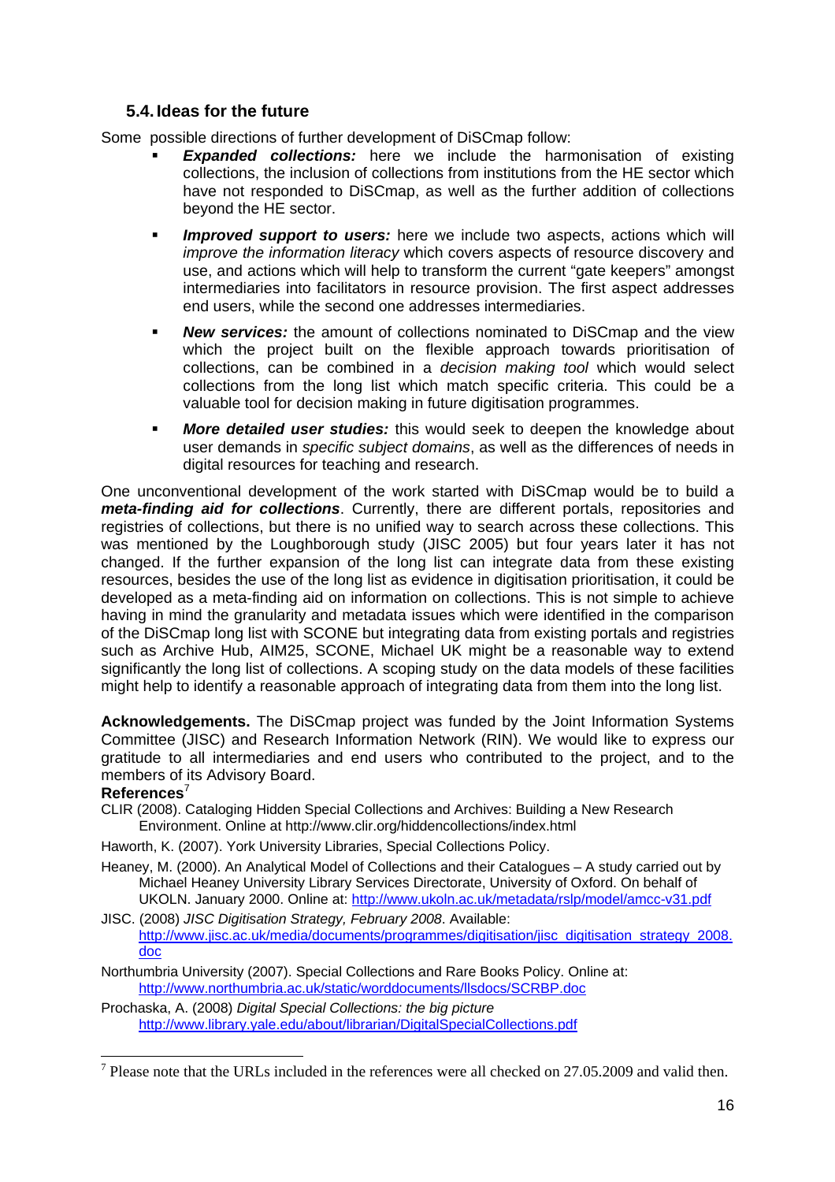## 5.4. Ideas for the future

Some possible directions of further development of DiSCmap follow:

- ***Expanded collections:*** here we include the harmonisation of existing collections, the inclusion of collections from institutions from the HE sector which have not responded to DiSCmap, as well as the further addition of collections beyond the HE sector.
- ***Improved support to users:*** here we include two aspects, actions which will *improve the information literacy* which covers aspects of resource discovery and use, and actions which will help to transform the current "gate keepers" amongst intermediaries into facilitators in resource provision. The first aspect addresses end users, while the second one addresses intermediaries.
- ***New services:*** the amount of collections nominated to DiSCmap and the view which the project built on the flexible approach towards prioritisation of collections, can be combined in a *decision making tool* which would select collections from the long list which match specific criteria. This could be a valuable tool for decision making in future digitisation programmes.
- ***More detailed user studies:*** this would seek to deepen the knowledge about user demands in *specific subject domains*, as well as the differences of needs in digital resources for teaching and research.

One unconventional development of the work started with DiSCmap would be to build a ***meta-finding aid for collections***. Currently, there are different portals, repositories and registries of collections, but there is no unified way to search across these collections. This was mentioned by the Loughborough study (JISC 2005) but four years later it has not changed. If the further expansion of the long list can integrate data from these existing resources, besides the use of the long list as evidence in digitisation prioritisation, it could be developed as a meta-finding aid on information on collections. This is not simple to achieve having in mind the granularity and metadata issues which were identified in the comparison of the DiSCmap long list with SCONE but integrating data from existing portals and registries such as Archive Hub, AIM25, SCONE, Michael UK might be a reasonable way to extend significantly the long list of collections. A scoping study on the data models of these facilities might help to identify a reasonable approach of integrating data from them into the long list.

**Acknowledgements.** The DiSCmap project was funded by the Joint Information Systems Committee (JISC) and Research Information Network (RIN). We would like to express our gratitude to all intermediaries and end users who contributed to the project, and to the members of its Advisory Board.

**References**[7]

CLIR (2008). Cataloging Hidden Special Collections and Archives: Building a New Research Environment. Online at http://www.clir.org/hiddencollections/index.html

Haworth, K. (2007). York University Libraries, Special Collections Policy.

Heaney, M. (2000). An Analytical Model of Collections and their Catalogues – A study carried out by Michael Heaney University Library Services Directorate, University of Oxford. On behalf of UKOLN. January 2000. Online at: http://www.ukoln.ac.uk/metadata/rslp/model/amcc-v31.pdf

JISC. (2008) *JISC Digitisation Strategy, February 2008*. Available: http://www.jisc.ac.uk/media/documents/programmes/digitisation/jisc_digitisation_strategy_2008.doc

Northumbria University (2007). Special Collections and Rare Books Policy. Online at: http://www.northumbria.ac.uk/static/worddocuments/llsdocs/SCRBP.doc

Prochaska, A. (2008) *Digital Special Collections: the big picture* http://www.library.yale.edu/about/librarian/DigitalSpecialCollections.pdf

[7] Please note that the URLs included in the references were all checked on 27.05.2009 and valid then.